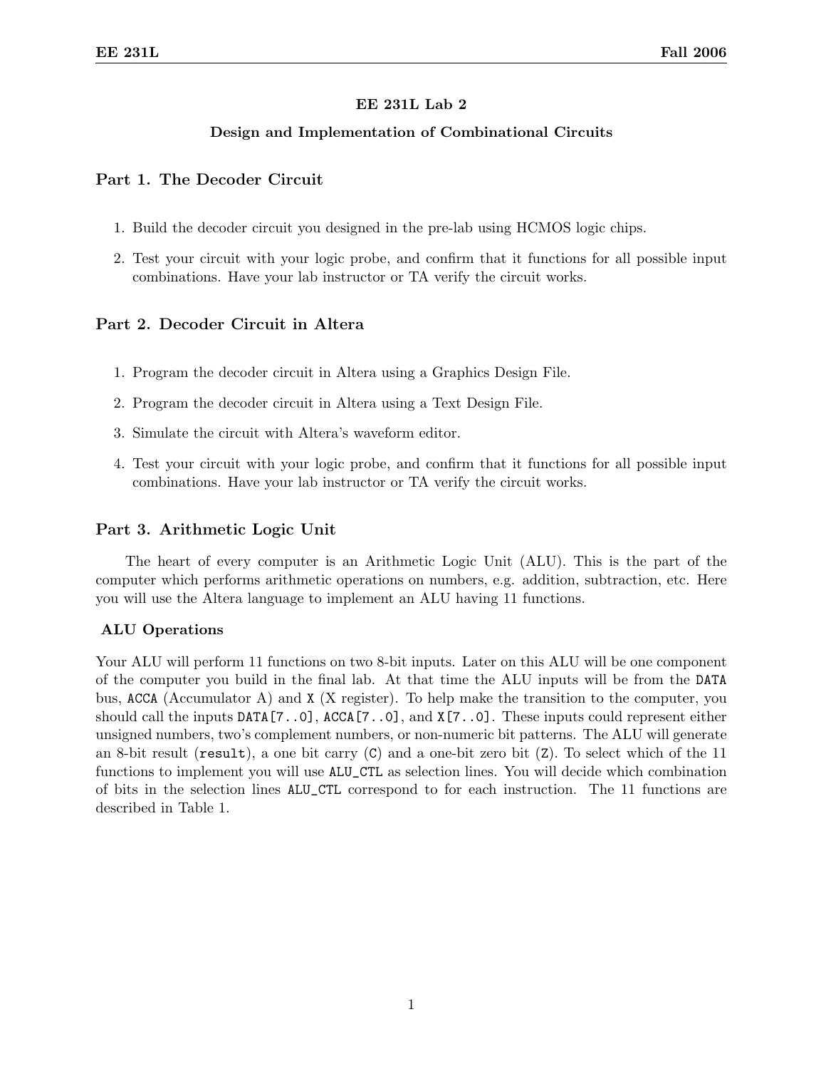# EE 231L Lab 2

## Design and Implementation of Combinational Circuits

### Part 1. The Decoder Circuit

1. Build the decoder circuit you designed in the pre-lab using HCMOS logic chips.
2. Test your circuit with your logic probe, and confirm that it functions for all possible input combinations. Have your lab instructor or TA verify the circuit works.

### Part 2. Decoder Circuit in Altera

1. Program the decoder circuit in Altera using a Graphics Design File.
2. Program the decoder circuit in Altera using a Text Design File.
3. Simulate the circuit with Altera's waveform editor.
4. Test your circuit with your logic probe, and confirm that it functions for all possible input combinations. Have your lab instructor or TA verify the circuit works.

### Part 3. Arithmetic Logic Unit

The heart of every computer is an Arithmetic Logic Unit (ALU). This is the part of the computer which performs arithmetic operations on numbers, e.g. addition, subtraction, etc. Here you will use the Altera language to implement an ALU having 11 functions.

#### ALU Operations

Your ALU will perform 11 functions on two 8-bit inputs. Later on this ALU will be one component of the computer you build in the final lab. At that time the ALU inputs will be from the `DATA` bus, `ACCA` (Accumulator A) and `X` (X register). To help make the transition to the computer, you should call the inputs `DATA[7..0]`, `ACCA[7..0]`, and `X[7..0]`. These inputs could represent either unsigned numbers, two's complement numbers, or non-numeric bit patterns. The ALU will generate an 8-bit result (`result`), a one bit carry (`C`) and a one-bit zero bit (`Z`). To select which of the 11 functions to implement you will use `ALU_CTL` as selection lines. You will decide which combination of bits in the selection lines `ALU_CTL` correspond to for each instruction. The 11 functions are described in Table 1.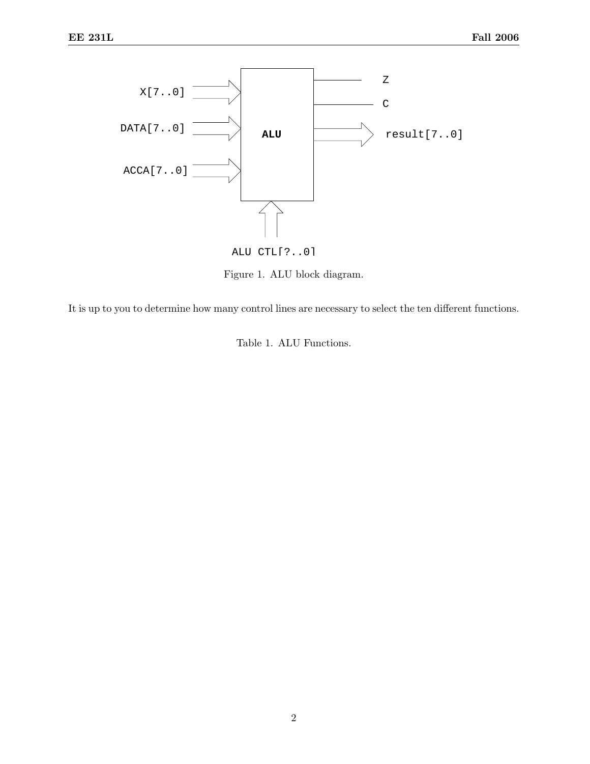Figure 1. ALU block diagram.

It is up to you to determine how many control lines are necessary to select the ten different functions.

Table 1. ALU Functions.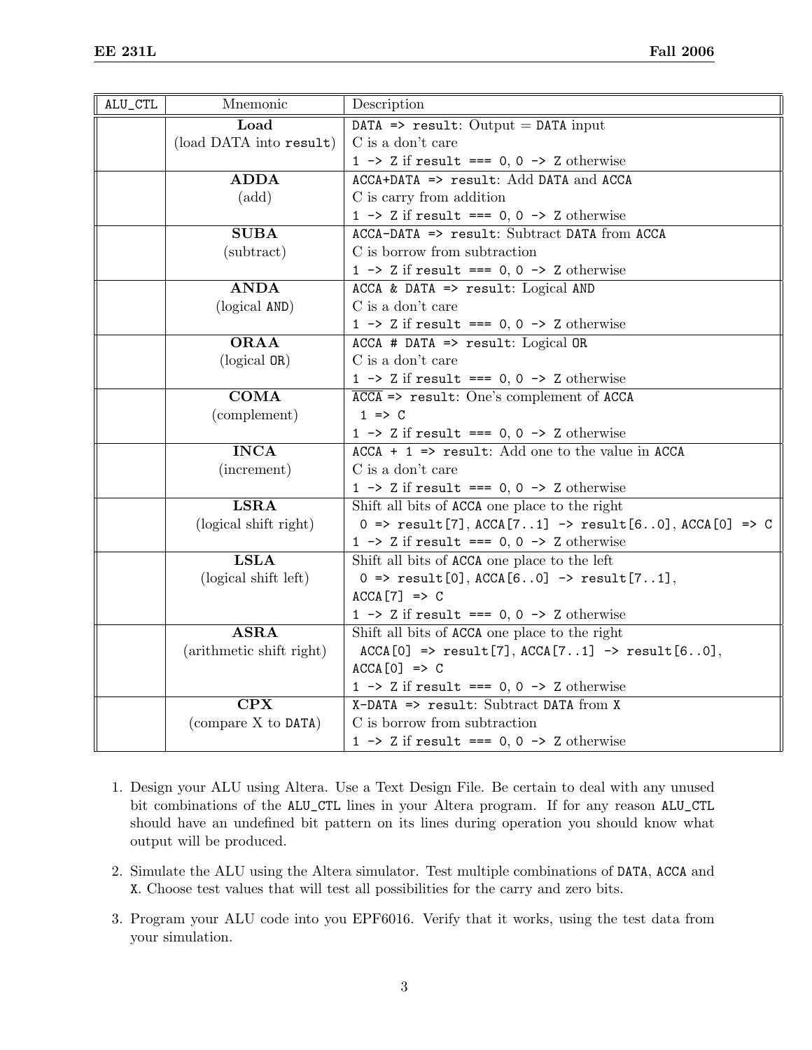| ALU_CTL | Mnemonic | Description |
|---|---|---|
| | **Load** (load DATA into result) | DATA => result: Output = DATA input<br>C is a don't care<br>1 -> Z if result === 0, 0 -> Z otherwise |
| | **ADDA** (add) | ACCA+DATA => result: Add DATA and ACCA<br>C is carry from addition<br>1 -> Z if result === 0, 0 -> Z otherwise |
| | **SUBA** (subtract) | ACCA-DATA => result: Subtract DATA from ACCA<br>C is borrow from subtraction<br>1 -> Z if result === 0, 0 -> Z otherwise |
| | **ANDA** (logical AND) | ACCA & DATA => result: Logical AND<br>C is a don't care<br>1 -> Z if result === 0, 0 -> Z otherwise |
| | **ORAA** (logical OR) | ACCA # DATA => result: Logical OR<br>C is a don't care<br>1 -> Z if result === 0, 0 -> Z otherwise |
| | **COMA** (complement) | $\overline{\text{ACCA}}$ => result: One's complement of ACCA<br>1 => C<br>1 -> Z if result === 0, 0 -> Z otherwise |
| | **INCA** (increment) | ACCA + 1 => result: Add one to the value in ACCA<br>C is a don't care<br>1 -> Z if result === 0, 0 -> Z otherwise |
| | **LSRA** (logical shift right) | Shift all bits of ACCA one place to the right<br>0 => result[7], ACCA[7..1] -> result[6..0], ACCA[0] => C<br>1 -> Z if result === 0, 0 -> Z otherwise |
| | **LSLA** (logical shift left) | Shift all bits of ACCA one place to the left<br>0 => result[0], ACCA[6..0] -> result[7..1],<br>ACCA[7] => C<br>1 -> Z if result === 0, 0 -> Z otherwise |
| | **ASRA** (arithmetic shift right) | Shift all bits of ACCA one place to the right<br>ACCA[0] => result[7], ACCA[7..1] -> result[6..0],<br>ACCA[0] => C<br>1 -> Z if result === 0, 0 -> Z otherwise |
| | **CPX** (compare X to DATA) | X-DATA => result: Subtract DATA from X<br>C is borrow from subtraction<br>1 -> Z if result === 0, 0 -> Z otherwise |

1. Design your ALU using Altera. Use a Text Design File. Be certain to deal with any unused bit combinations of the ALU_CTL lines in your Altera program. If for any reason ALU_CTL should have an undefined bit pattern on its lines during operation you should know what output will be produced.

2. Simulate the ALU using the Altera simulator. Test multiple combinations of DATA, ACCA and X. Choose test values that will test all possibilities for the carry and zero bits.

3. Program your ALU code into you EPF6016. Verify that it works, using the test data from your simulation.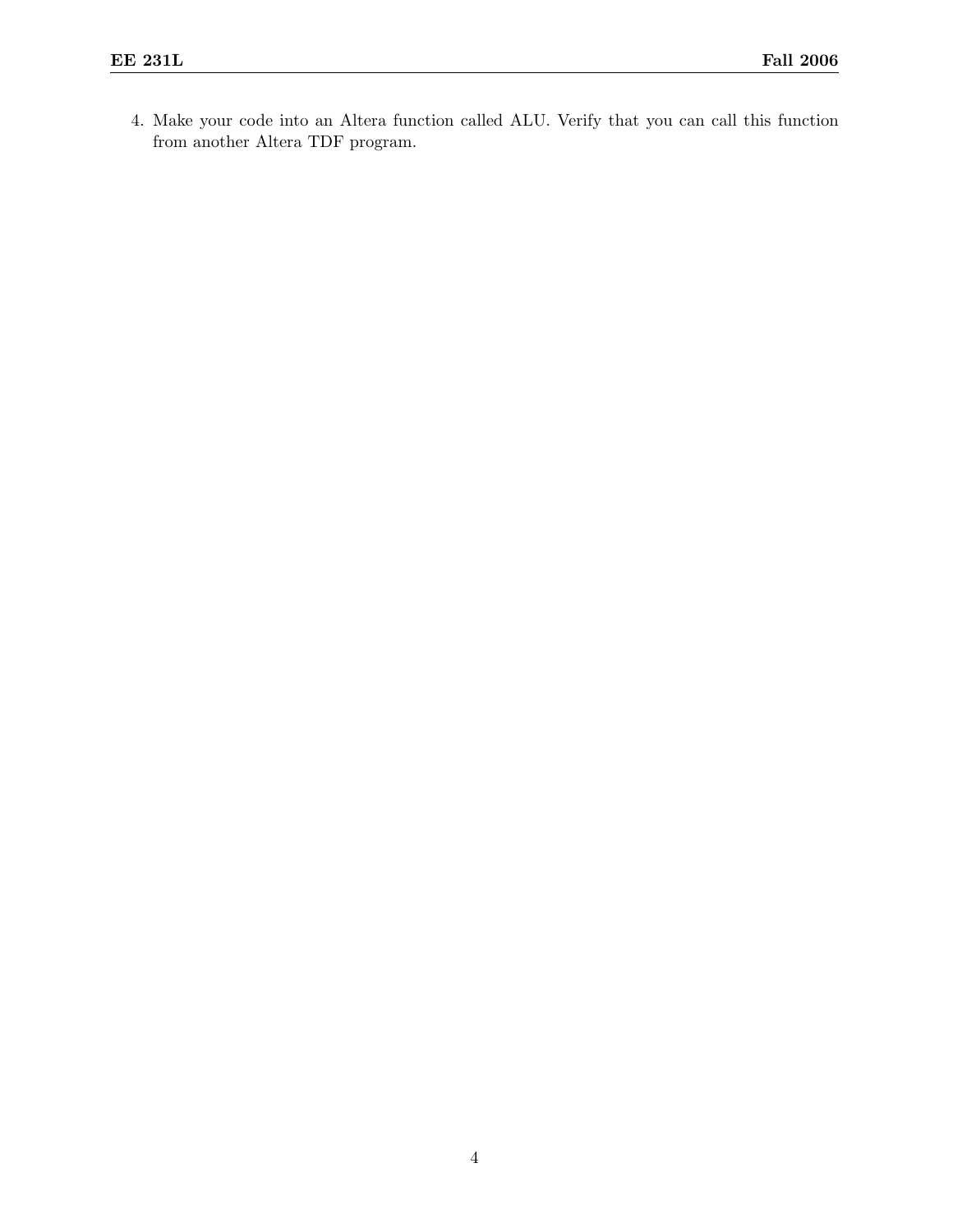4. Make your code into an Altera function called ALU. Verify that you can call this function from another Altera TDF program.